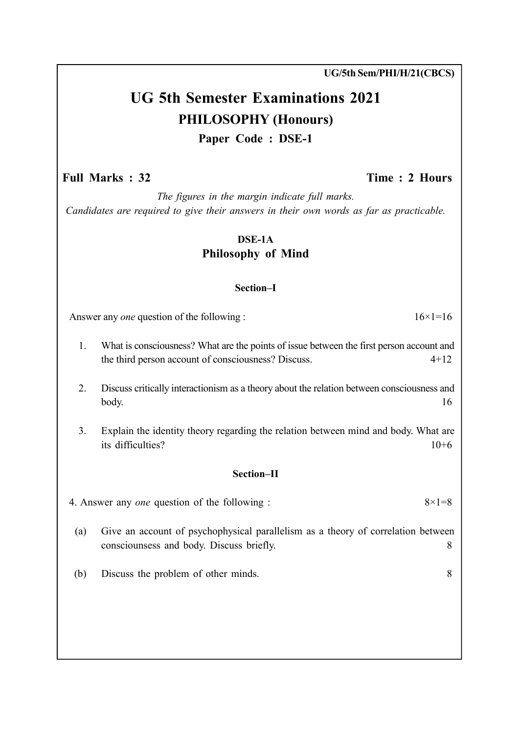UG/5th Sem/PHI/H/21(CBCS)

# UG 5th Semester Examinations 2021

## PHILOSOPHY (Honours)

### Paper Code : DSE-1

**Full Marks : 32** **Time : 2 Hours**

*The figures in the margin indicate full marks.*
*Candidates are required to give their answers in their own words as far as practicable.*

### DSE-1A
### Philosophy of Mind

#### Section–I

Answer any *one* question of the following : 16×1=16

1. What is consciousness? What are the points of issue between the first person account and the third person account of consciousness? Discuss. 4+12

2. Discuss critically interactionism as a theory about the relation between consciousness and body. 16

3. Explain the identity theory regarding the relation between mind and body. What are its difficulties? 10+6

#### Section–II

4. Answer any *one* question of the following : 8×1=8

(a) Give an account of psychophysical parallelism as a theory of correlation between consciounsess and body. Discuss briefly. 8

(b) Discuss the problem of other minds. 8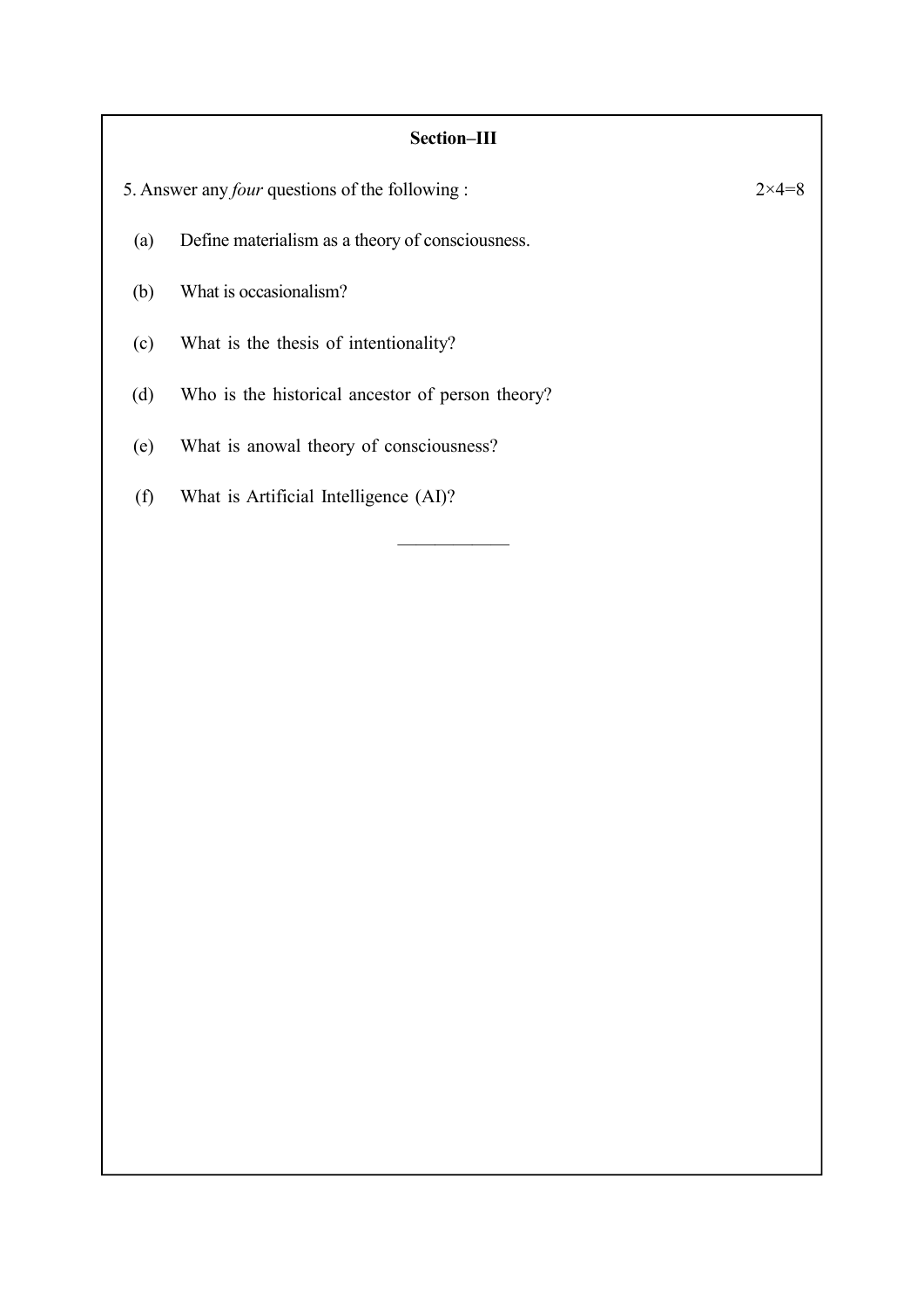## Section–III

5. Answer any *four* questions of the following : 2×4=8

(a) Define materialism as a theory of consciousness.

(b) What is occasionalism?

(c) What is the thesis of intentionality?

(d) Who is the historical ancestor of person theory?

(e) What is anowal theory of consciousness?

(f) What is Artificial Intelligence (AI)?

———————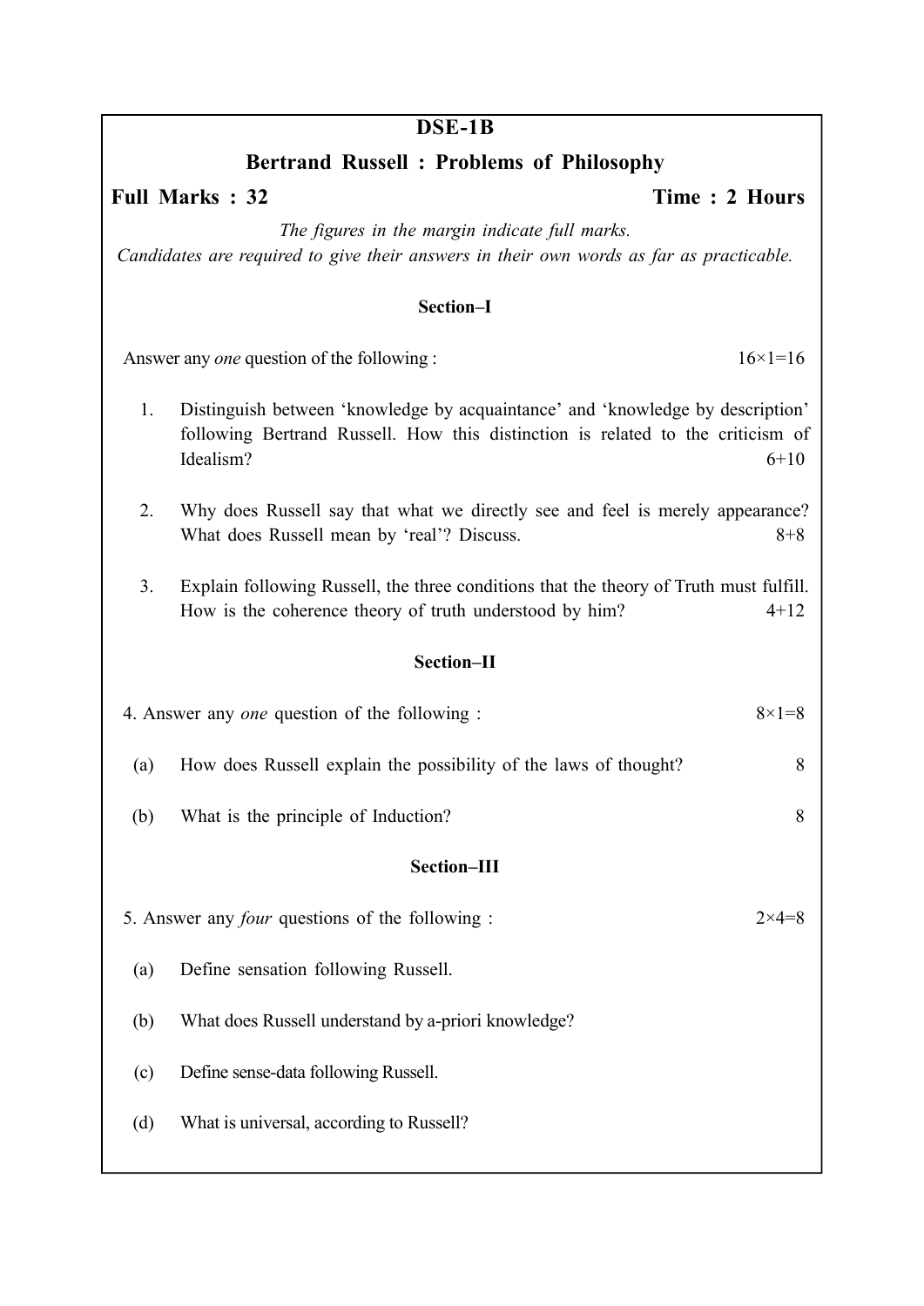# DSE-1B

## Bertrand Russell : Problems of Philosophy

**Full Marks : 32** **Time : 2 Hours**

*The figures in the margin indicate full marks.*
*Candidates are required to give their answers in their own words as far as practicable.*

### Section–I

Answer any *one* question of the following : 16×1=16

1. Distinguish between 'knowledge by acquaintance' and 'knowledge by description' following Bertrand Russell. How this distinction is related to the criticism of Idealism? 6+10

2. Why does Russell say that what we directly see and feel is merely appearance? What does Russell mean by 'real'? Discuss. 8+8

3. Explain following Russell, the three conditions that the theory of Truth must fulfill. How is the coherence theory of truth understood by him? 4+12

### Section–II

4. Answer any *one* question of the following : 8×1=8

(a) How does Russell explain the possibility of the laws of thought? 8

(b) What is the principle of Induction? 8

### Section–III

5. Answer any *four* questions of the following : 2×4=8

(a) Define sensation following Russell.

(b) What does Russell understand by a-priori knowledge?

(c) Define sense-data following Russell.

(d) What is universal, according to Russell?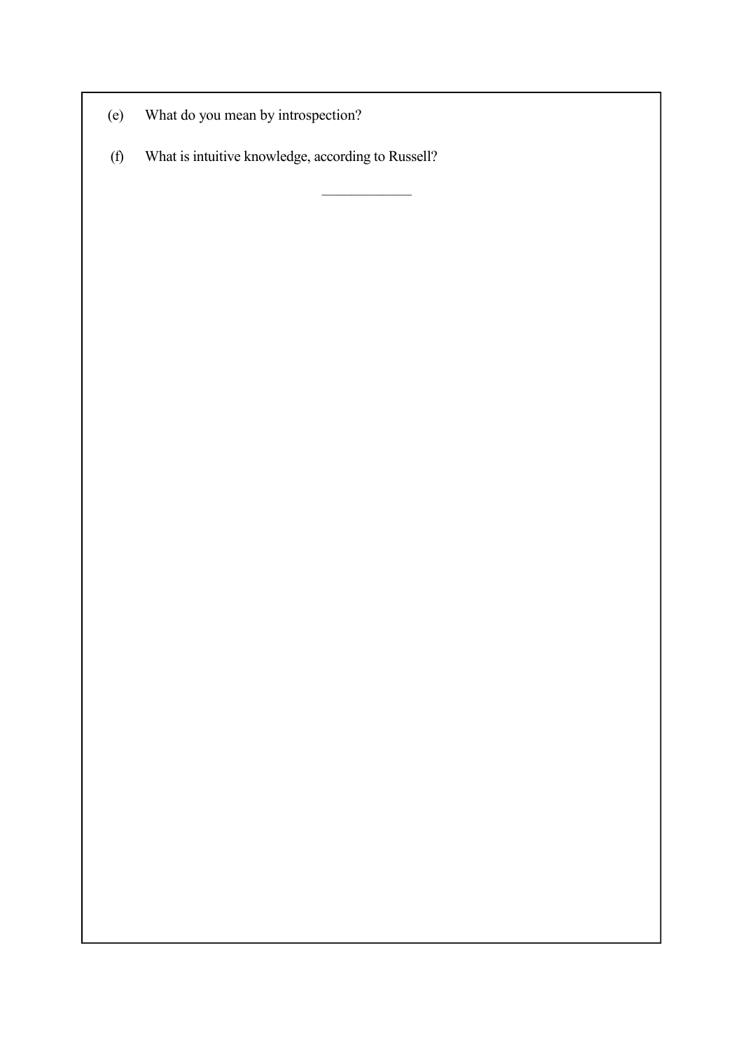(e) What do you mean by introspection?

(f) What is intuitive knowledge, according to Russell?

---